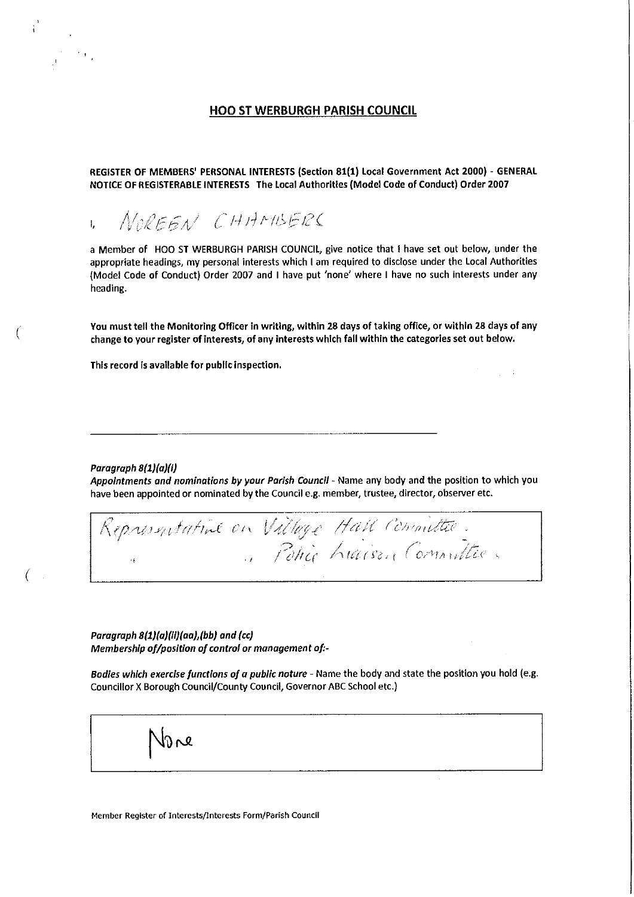# HOO ST WERBURGH PARISH COUNCIL

**REGISTER OF MEMBERS' PERSONAL INTERESTS (Section 81(1) Local Government Act 2000) - GENERAL NOTICE OF REGISTERABLE INTERESTS The Local Authorities (Model Code of Conduct) Order 2007**

I, NOREEN CHAMBERS

a Member of HOO ST WERBURGH PARISH COUNCIL, give notice that I have set out below, under the appropriate headings, my personal interests which I am required to disclose under the Local Authorities (Model Code of Conduct) Order 2007 and I have put 'none' where I have no such interests under any heading.

**You must tell the Monitoring Officer in writing, within 28 days of taking office, or within 28 days of any change to your register of interests, of any interests which fall within the categories set out below.**

**This record is available for public inspection.**

---

***Paragraph 8(1)(a)(i)***

***Appointments and nominations by your Parish Council*** - Name any body and the position to which you have been appointed or nominated by the Council e.g. member, trustee, director, observer etc.

> Representative on Village Hall Committee.
> " Police Liaison Committee.

***Paragraph 8(1)(a)(ii)(aa),(bb) and (cc)***

***Membership of/position of control or management of:-***

***Bodies which exercise functions of a public nature*** - Name the body and state the position you hold (e.g. Councillor X Borough Council/County Council, Governor ABC School etc.)

> None

Member Register of Interests/Interests Form/Parish Council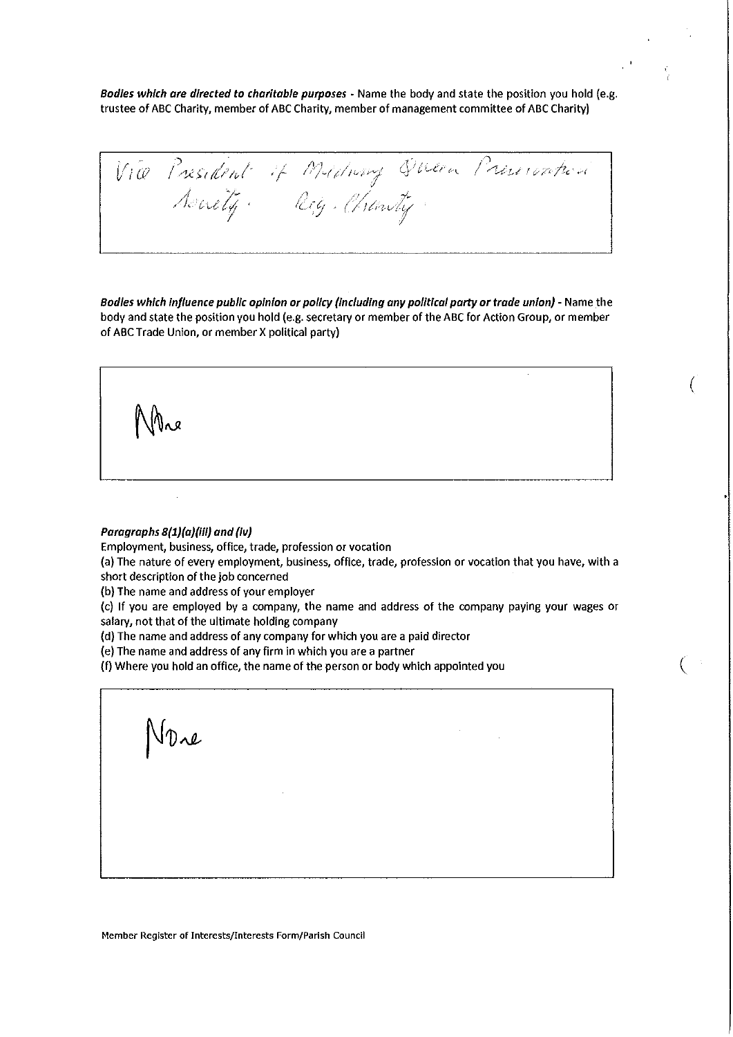***Bodies which are directed to charitable purposes*** - Name the body and state the position you hold (e.g. trustee of ABC Charity, member of ABC Charity, member of management committee of ABC Charity)

Vice President of Midhurst Queen Preservation Society. Reg. Charity.

***Bodies which influence public opinion or policy (including any political party or trade union)*** - Name the body and state the position you hold (e.g. secretary or member of the ABC for Action Group, or member of ABC Trade Union, or member X political party)

None

***Paragraphs 8(1)(a)(iii) and (iv)***

Employment, business, office, trade, profession or vocation

(a) The nature of every employment, business, office, trade, profession or vocation that you have, with a short description of the job concerned

(b) The name and address of your employer

(c) If you are employed by a company, the name and address of the company paying your wages or salary, not that of the ultimate holding company

(d) The name and address of any company for which you are a paid director

(e) The name and address of any firm in which you are a partner

(f) Where you hold an office, the name of the person or body which appointed you

None

Member Register of Interests/Interests Form/Parish Council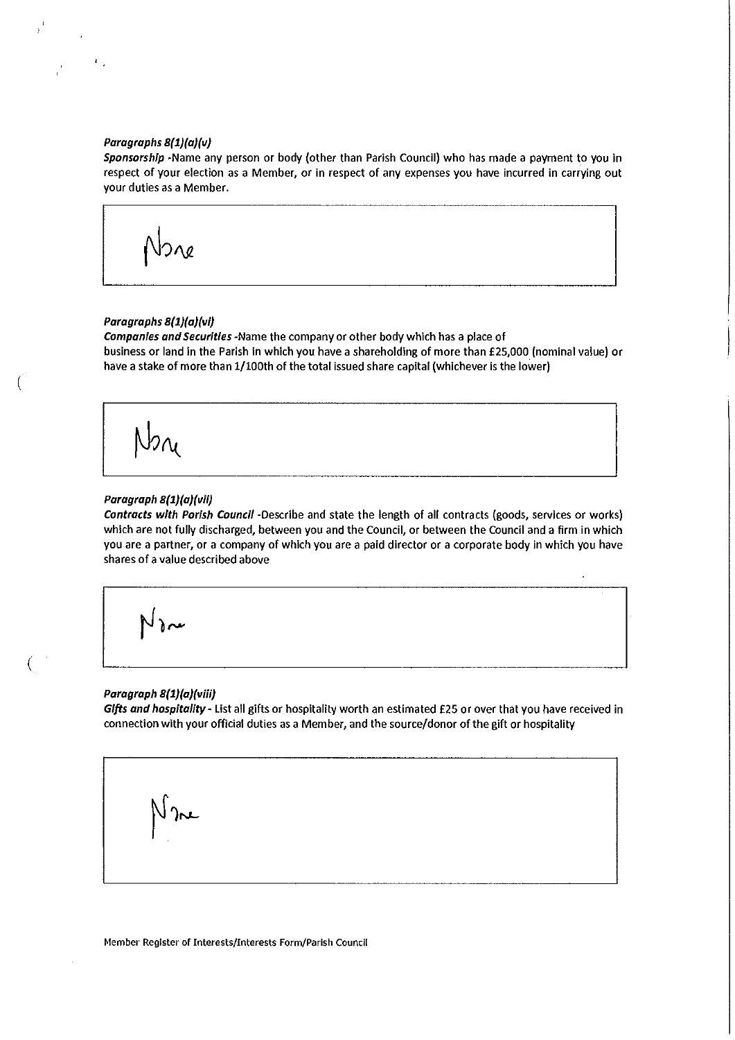***Paragraphs 8(1)(a)(v)***

***Sponsorship*** -Name any person or body (other than Parish Council) who has made a payment to you in respect of your election as a Member, or in respect of any expenses you have incurred in carrying out your duties as a Member.

| None |
|---|

***Paragraphs 8(1)(a)(vi)***

***Companies and Securities*** -Name the company or other body which has a place of business or land in the Parish in which you have a shareholding of more than £25,000 (nominal value) or have a stake of more than 1/100th of the total issued share capital (whichever is the lower)

| None |
|---|

***Paragraph 8(1)(a)(vii)***

***Contracts with Parish Council*** -Describe and state the length of all contracts (goods, services or works) which are not fully discharged, between you and the Council, or between the Council and a firm in which you are a partner, or a company of which you are a paid director or a corporate body in which you have shares of a value described above

| None |
|---|

***Paragraph 8(1)(a)(viii)***

***Gifts and hospitality*** - List all gifts or hospitality worth an estimated £25 or over that you have received in connection with your official duties as a Member, and the source/donor of the gift or hospitality

| None |
|---|

Member Register of Interests/Interests Form/Parish Council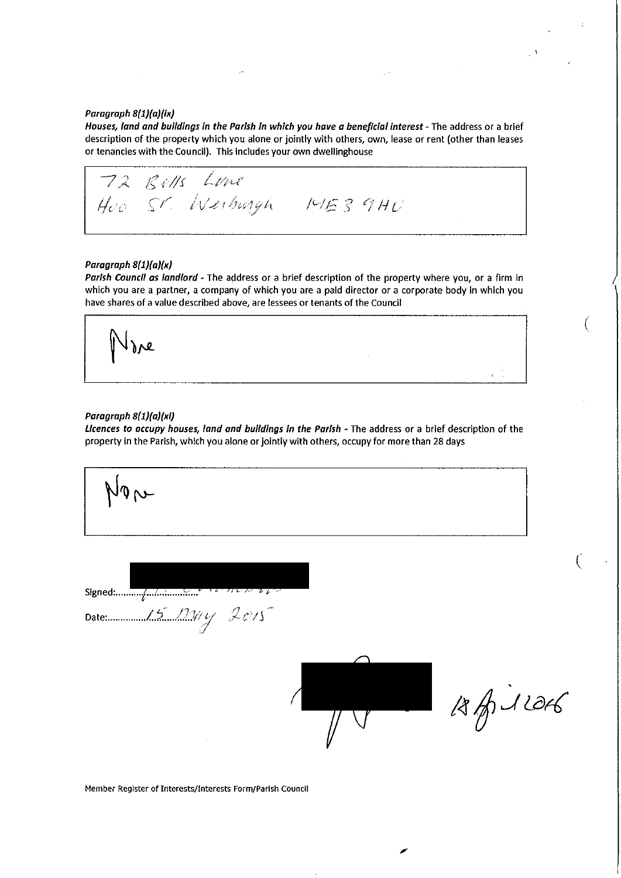***Paragraph 8(1)(a)(ix)***

***Houses, land and buildings in the Parish in which you have a beneficial interest*** - The address or a brief description of the property which you alone or jointly with others, own, lease or rent (other than leases or tenancies with the Council). This includes your own dwellinghouse

72 Bells Lane
Hoo St. Werburgh ME3 9HU

***Paragraph 8(1)(a)(x)***

***Parish Council as landlord*** - The address or a brief description of the property where you, or a firm in which you are a partner, a company of which you are a paid director or a corporate body in which you have shares of a value described above, are lessees or tenants of the Council

None

***Paragraph 8(1)(a)(xi)***

***Licences to occupy houses, land and buildings in the Parish*** - The address or a brief description of the property in the Parish, which you alone or jointly with others, occupy for more than 28 days

None

Signed:......................

Date:..........15 May 2015

18 April 2016

Member Register of Interests/Interests Form/Parish Council